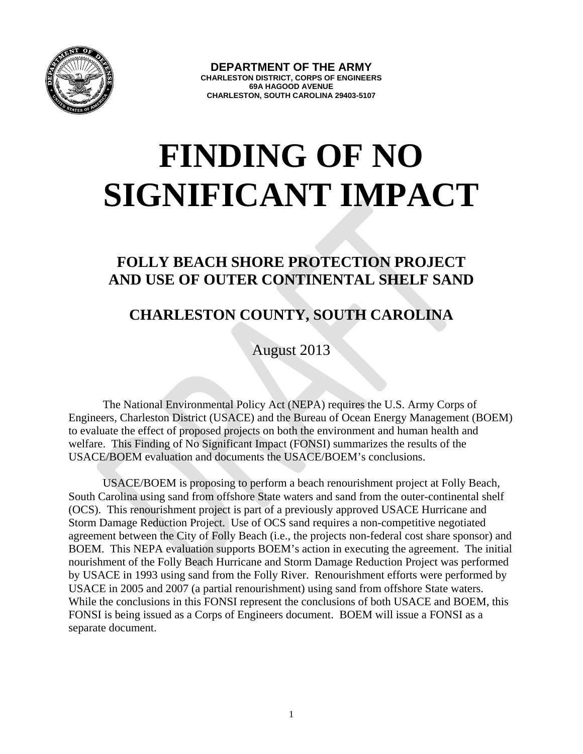**DEPARTMENT OF THE ARMY**
**CHARLESTON DISTRICT, CORPS OF ENGINEERS**
**69A HAGOOD AVENUE**
**CHARLESTON, SOUTH CAROLINA 29403-5107**

# FINDING OF NO SIGNIFICANT IMPACT

## FOLLY BEACH SHORE PROTECTION PROJECT AND USE OF OUTER CONTINENTAL SHELF SAND

## CHARLESTON COUNTY, SOUTH CAROLINA

August 2013

The National Environmental Policy Act (NEPA) requires the U.S. Army Corps of Engineers, Charleston District (USACE) and the Bureau of Ocean Energy Management (BOEM) to evaluate the effect of proposed projects on both the environment and human health and welfare. This Finding of No Significant Impact (FONSI) summarizes the results of the USACE/BOEM evaluation and documents the USACE/BOEM's conclusions.

USACE/BOEM is proposing to perform a beach renourishment project at Folly Beach, South Carolina using sand from offshore State waters and sand from the outer-continental shelf (OCS). This renourishment project is part of a previously approved USACE Hurricane and Storm Damage Reduction Project. Use of OCS sand requires a non-competitive negotiated agreement between the City of Folly Beach (i.e., the projects non-federal cost share sponsor) and BOEM. This NEPA evaluation supports BOEM's action in executing the agreement. The initial nourishment of the Folly Beach Hurricane and Storm Damage Reduction Project was performed by USACE in 1993 using sand from the Folly River. Renourishment efforts were performed by USACE in 2005 and 2007 (a partial renourishment) using sand from offshore State waters. While the conclusions in this FONSI represent the conclusions of both USACE and BOEM, this FONSI is being issued as a Corps of Engineers document. BOEM will issue a FONSI as a separate document.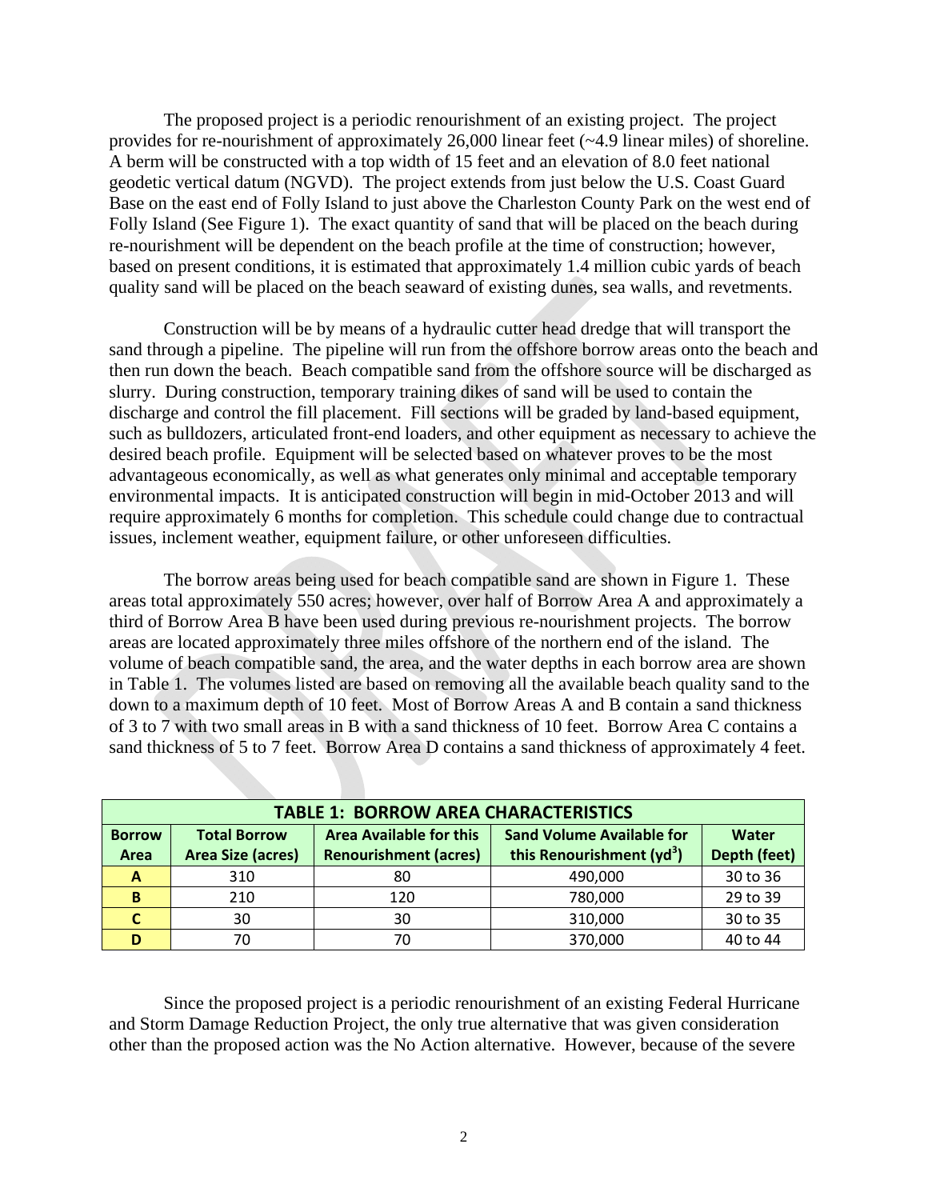The proposed project is a periodic renourishment of an existing project. The project provides for re-nourishment of approximately 26,000 linear feet (~4.9 linear miles) of shoreline. A berm will be constructed with a top width of 15 feet and an elevation of 8.0 feet national geodetic vertical datum (NGVD). The project extends from just below the U.S. Coast Guard Base on the east end of Folly Island to just above the Charleston County Park on the west end of Folly Island (See Figure 1). The exact quantity of sand that will be placed on the beach during re-nourishment will be dependent on the beach profile at the time of construction; however, based on present conditions, it is estimated that approximately 1.4 million cubic yards of beach quality sand will be placed on the beach seaward of existing dunes, sea walls, and revetments.

Construction will be by means of a hydraulic cutter head dredge that will transport the sand through a pipeline. The pipeline will run from the offshore borrow areas onto the beach and then run down the beach. Beach compatible sand from the offshore source will be discharged as slurry. During construction, temporary training dikes of sand will be used to contain the discharge and control the fill placement. Fill sections will be graded by land-based equipment, such as bulldozers, articulated front-end loaders, and other equipment as necessary to achieve the desired beach profile. Equipment will be selected based on whatever proves to be the most advantageous economically, as well as what generates only minimal and acceptable temporary environmental impacts. It is anticipated construction will begin in mid-October 2013 and will require approximately 6 months for completion. This schedule could change due to contractual issues, inclement weather, equipment failure, or other unforeseen difficulties.

The borrow areas being used for beach compatible sand are shown in Figure 1. These areas total approximately 550 acres; however, over half of Borrow Area A and approximately a third of Borrow Area B have been used during previous re-nourishment projects. The borrow areas are located approximately three miles offshore of the northern end of the island. The volume of beach compatible sand, the area, and the water depths in each borrow area are shown in Table 1. The volumes listed are based on removing all the available beach quality sand to the down to a maximum depth of 10 feet. Most of Borrow Areas A and B contain a sand thickness of 3 to 7 with two small areas in B with a sand thickness of 10 feet. Borrow Area C contains a sand thickness of 5 to 7 feet. Borrow Area D contains a sand thickness of approximately 4 feet.

**TABLE 1: BORROW AREA CHARACTERISTICS**

| Borrow Area | Total Borrow Area Size (acres) | Area Available for this Renourishment (acres) | Sand Volume Available for this Renourishment ($yd^3$) | Water Depth (feet) |
|---|---|---|---|---|
| A | 310 | 80 | 490,000 | 30 to 36 |
| B | 210 | 120 | 780,000 | 29 to 39 |
| C | 30 | 30 | 310,000 | 30 to 35 |
| D | 70 | 70 | 370,000 | 40 to 44 |

Since the proposed project is a periodic renourishment of an existing Federal Hurricane and Storm Damage Reduction Project, the only true alternative that was given consideration other than the proposed action was the No Action alternative. However, because of the severe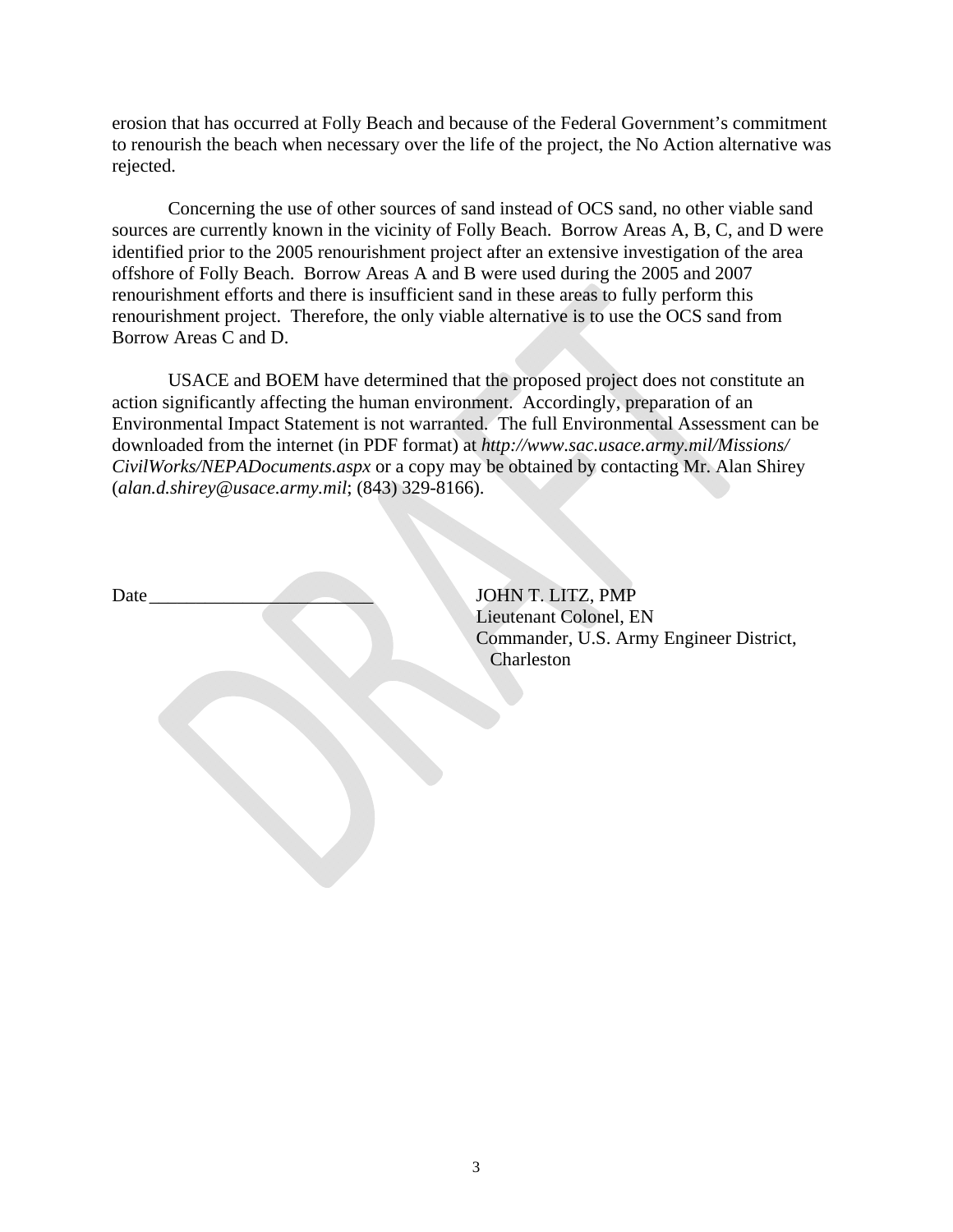erosion that has occurred at Folly Beach and because of the Federal Government's commitment to renourish the beach when necessary over the life of the project, the No Action alternative was rejected.

Concerning the use of other sources of sand instead of OCS sand, no other viable sand sources are currently known in the vicinity of Folly Beach. Borrow Areas A, B, C, and D were identified prior to the 2005 renourishment project after an extensive investigation of the area offshore of Folly Beach. Borrow Areas A and B were used during the 2005 and 2007 renourishment efforts and there is insufficient sand in these areas to fully perform this renourishment project. Therefore, the only viable alternative is to use the OCS sand from Borrow Areas C and D.

USACE and BOEM have determined that the proposed project does not constitute an action significantly affecting the human environment. Accordingly, preparation of an Environmental Impact Statement is not warranted. The full Environmental Assessment can be downloaded from the internet (in PDF format) at *http://www.sac.usace.army.mil/Missions/CivilWorks/NEPADocuments.aspx* or a copy may be obtained by contacting Mr. Alan Shirey (*alan.d.shirey@usace.army.mil*; (843) 329-8166).

Date________________________

JOHN T. LITZ, PMP
Lieutenant Colonel, EN
Commander, U.S. Army Engineer District, Charleston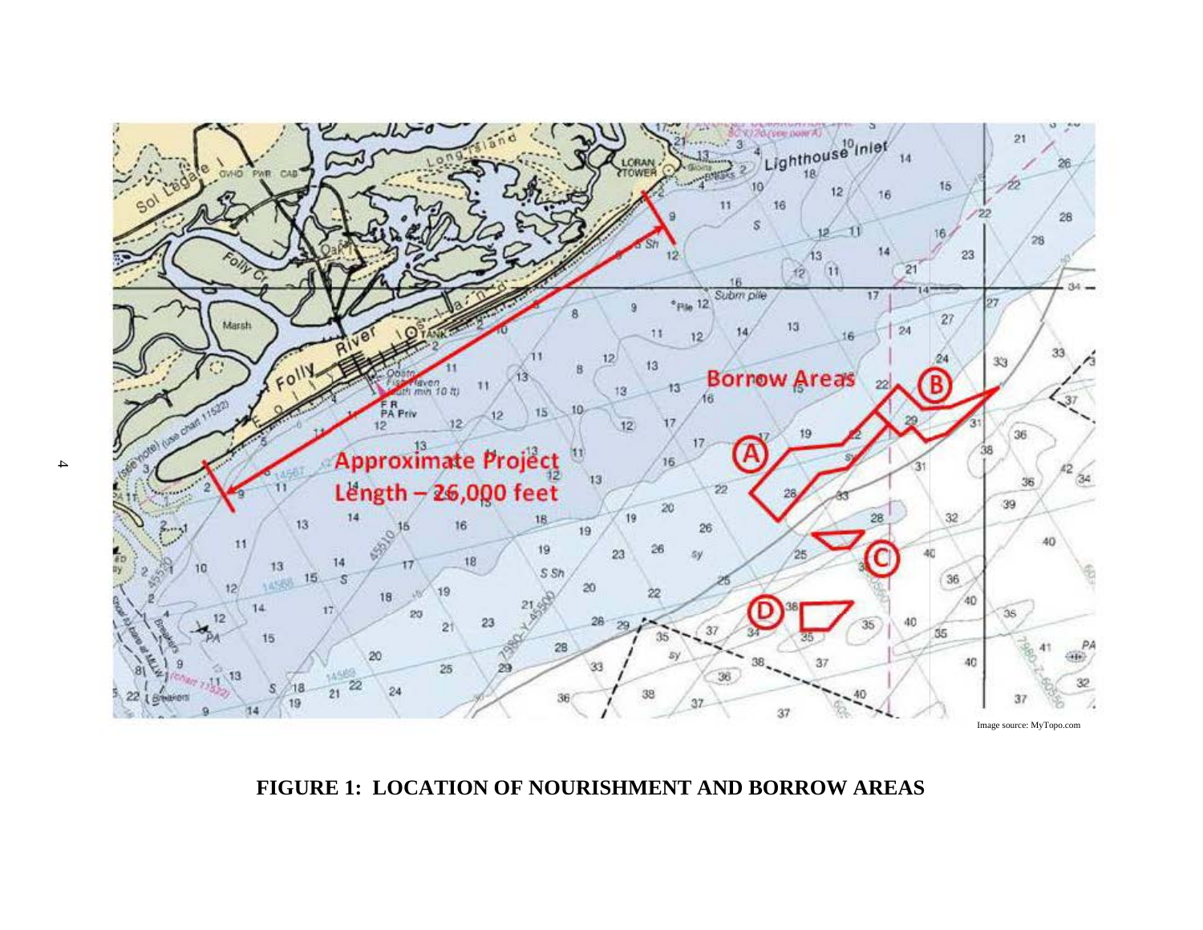Approximate Project Length – 26,000 feet

Borrow Areas

A

B

C

D

Image source: MyTopo.com

**FIGURE 1: LOCATION OF NOURISHMENT AND BORROW AREAS**